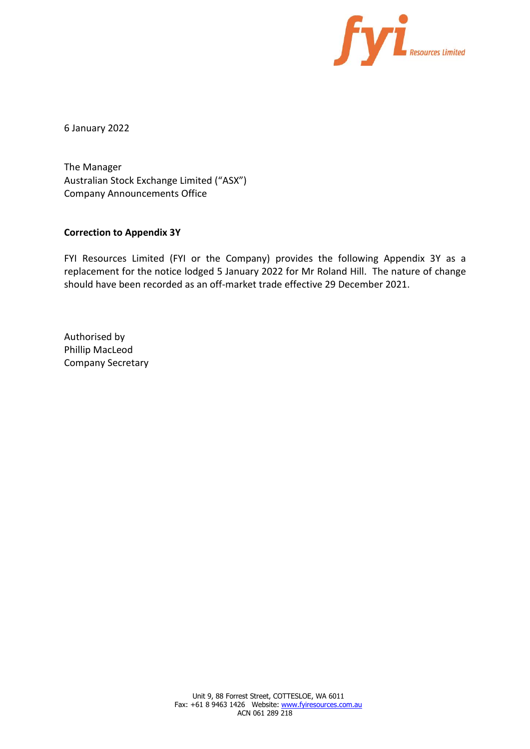6 January 2022

The Manager
Australian Stock Exchange Limited ("ASX")
Company Announcements Office

**Correction to Appendix 3Y**

FYI Resources Limited (FYI or the Company) provides the following Appendix 3Y as a replacement for the notice lodged 5 January 2022 for Mr Roland Hill. The nature of change should have been recorded as an off-market trade effective 29 December 2021.

Authorised by
Phillip MacLeod
Company Secretary

Unit 9, 88 Forrest Street, COTTESLOE, WA 6011
Fax: +61 8 9463 1426 Website: www.fyiresources.com.au
ACN 061 289 218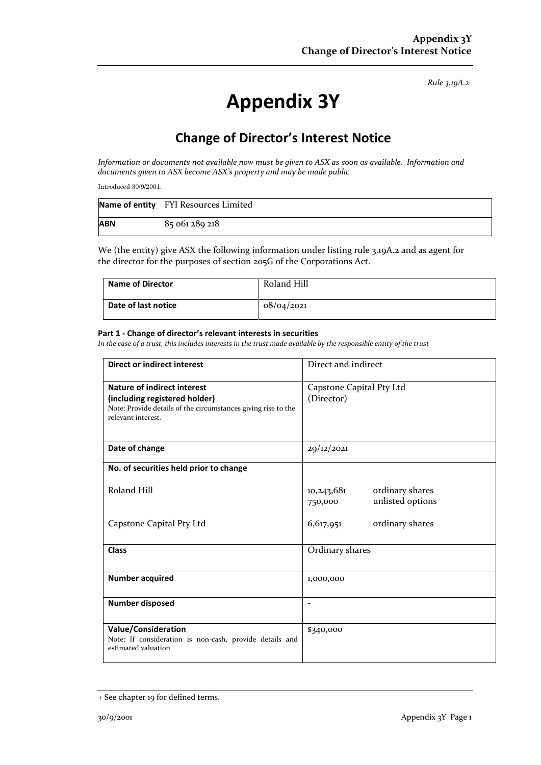*Rule 3.19A.2*

# Appendix 3Y

## Change of Director's Interest Notice

*Information or documents not available now must be given to ASX as soon as available. Information and documents given to ASX become ASX's property and may be made public.*

Introduced 30/9/2001.

| **Name of entity** | FYI Resources Limited |
|---|---|
| **ABN** | 85 061 289 218 |

We (the entity) give ASX the following information under listing rule 3.19A.2 and as agent for the director for the purposes of section 205G of the Corporations Act.

| **Name of Director** | Roland Hill |
|---|---|
| **Date of last notice** | 08/04/2021 |

#### Part 1 - Change of director's relevant interests in securities

*In the case of a trust, this includes interests in the trust made available by the responsible entity of the trust*

| **Direct or indirect interest** | Direct and indirect |
|---|---|
| **Nature of indirect interest (including registered holder)**<br>Note: Provide details of the circumstances giving rise to the relevant interest. | Capstone Capital Pty Ltd (Director) |
| **Date of change** | 29/12/2021 |
| **No. of securities held prior to change**<br><br>Roland Hill<br><br>Capstone Capital Pty Ltd | <br><br>10,243,681 ordinary shares<br>750,000 unlisted options<br><br>6,617,951 ordinary shares |
| **Class** | Ordinary shares |
| **Number acquired** | 1,000,000 |
| **Number disposed** | - |
| **Value/Consideration**<br>Note: If consideration is non-cash, provide details and estimated valuation | $340,000 |

+ See chapter 19 for defined terms.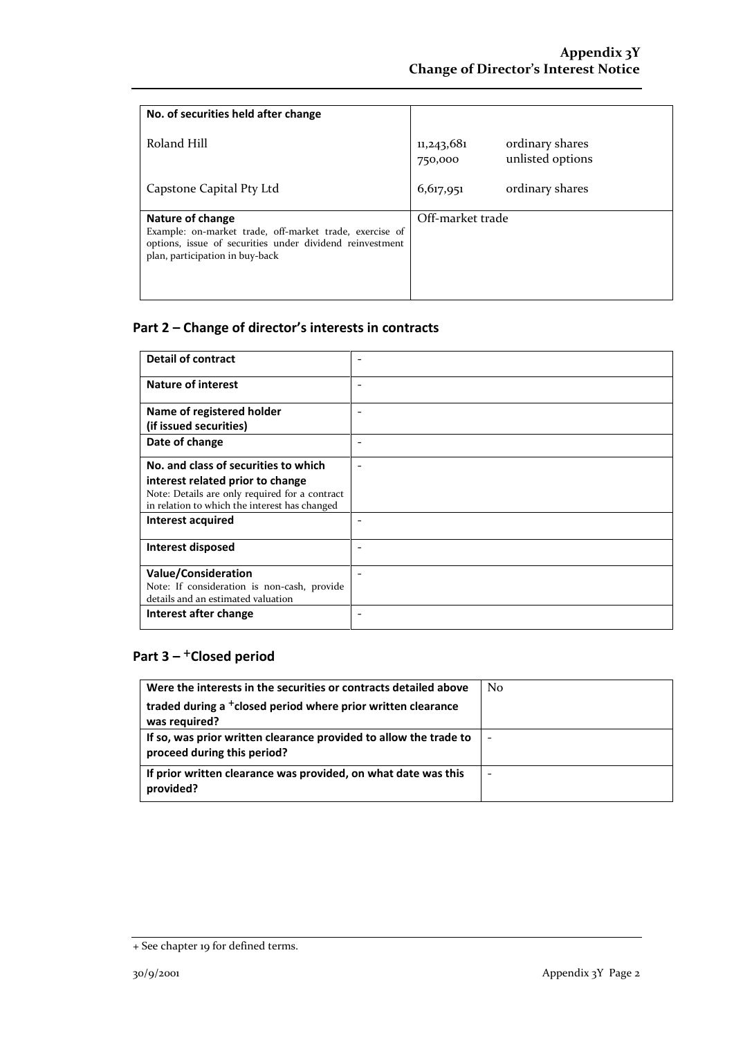| | |
|---|---|
| **No. of securities held after change**<br><br>Roland Hill<br><br>Capstone Capital Pty Ltd | <br><br>11,243,681 ordinary shares<br>750,000 unlisted options<br><br>6,617,951 ordinary shares |
| **Nature of change**<br>Example: on-market trade, off-market trade, exercise of options, issue of securities under dividend reinvestment plan, participation in buy-back | Off-market trade |

## Part 2 – Change of director's interests in contracts

| | |
|---|---|
| **Detail of contract** | - |
| **Nature of interest** | - |
| **Name of registered holder (if issued securities)** | - |
| **Date of change** | - |
| **No. and class of securities to which interest related prior to change**<br>Note: Details are only required for a contract in relation to which the interest has changed | - |
| **Interest acquired** | - |
| **Interest disposed** | - |
| **Value/Consideration**<br>Note: If consideration is non-cash, provide details and an estimated valuation | - |
| **Interest after change** | - |

## Part 3 – +Closed period

| | |
|---|---|
| **Were the interests in the securities or contracts detailed above traded during a +closed period where prior written clearance was required?** | No |
| **If so, was prior written clearance provided to allow the trade to proceed during this period?** | - |
| **If prior written clearance was provided, on what date was this provided?** | - |

+ See chapter 19 for defined terms.